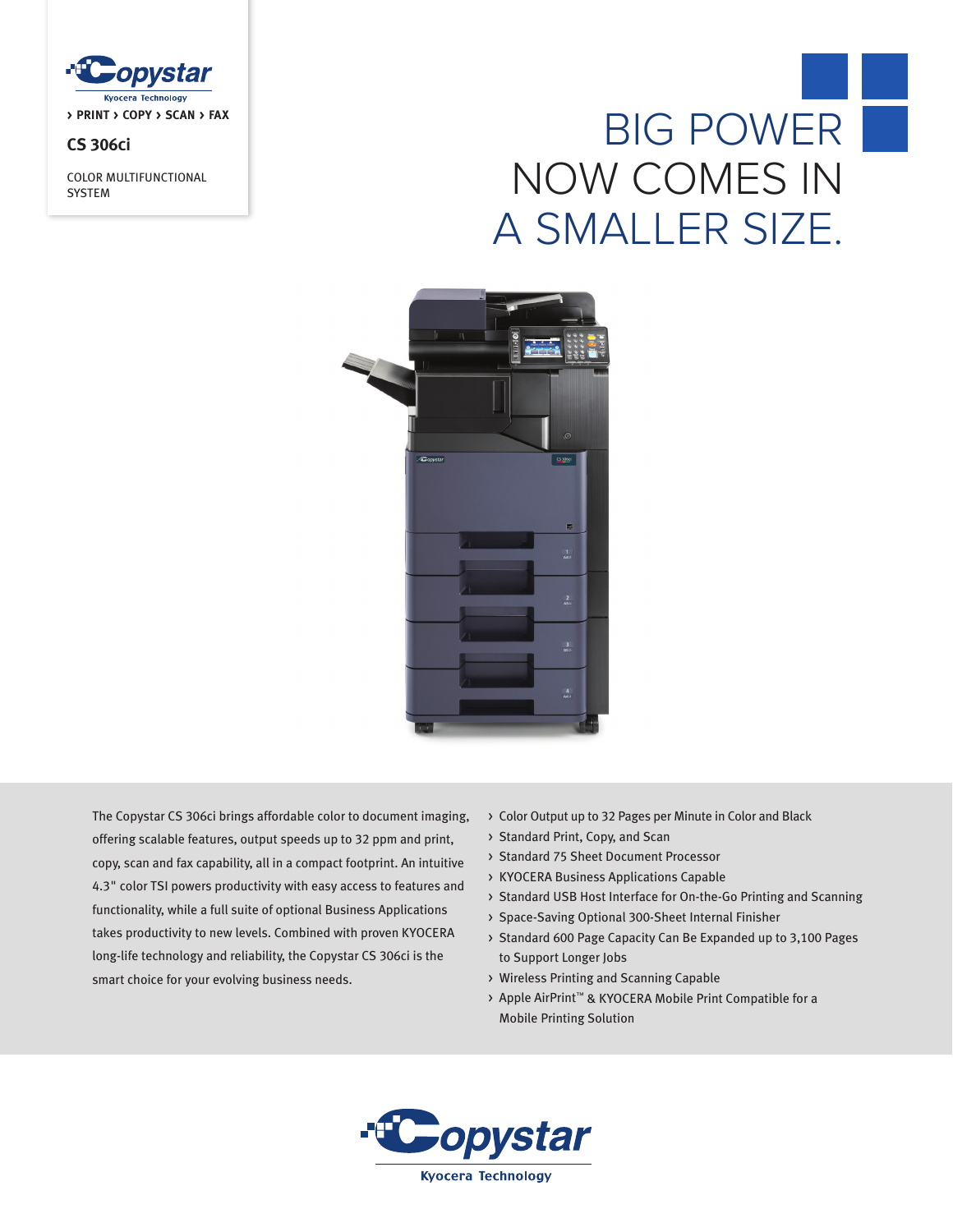Copystar

Kyocera Technology

› PRINT › COPY › SCAN › FAX

**CS 306ci**

COLOR MULTIFUNCTIONAL SYSTEM

# BIG POWER NOW COMES IN A SMALLER SIZE.

The Copystar CS 306ci brings affordable color to document imaging, offering scalable features, output speeds up to 32 ppm and print, copy, scan and fax capability, all in a compact footprint. An intuitive 4.3" color TSI powers productivity with easy access to features and functionality, while a full suite of optional Business Applications takes productivity to new levels. Combined with proven KYOCERA long-life technology and reliability, the Copystar CS 306ci is the smart choice for your evolving business needs.

- Color Output up to 32 Pages per Minute in Color and Black
- Standard Print, Copy, and Scan
- Standard 75 Sheet Document Processor
- KYOCERA Business Applications Capable
- Standard USB Host Interface for On-the-Go Printing and Scanning
- Space-Saving Optional 300-Sheet Internal Finisher
- Standard 600 Page Capacity Can Be Expanded up to 3,100 Pages to Support Longer Jobs
- Wireless Printing and Scanning Capable
- Apple AirPrint™ & KYOCERA Mobile Print Compatible for a Mobile Printing Solution

Copystar

Kyocera Technology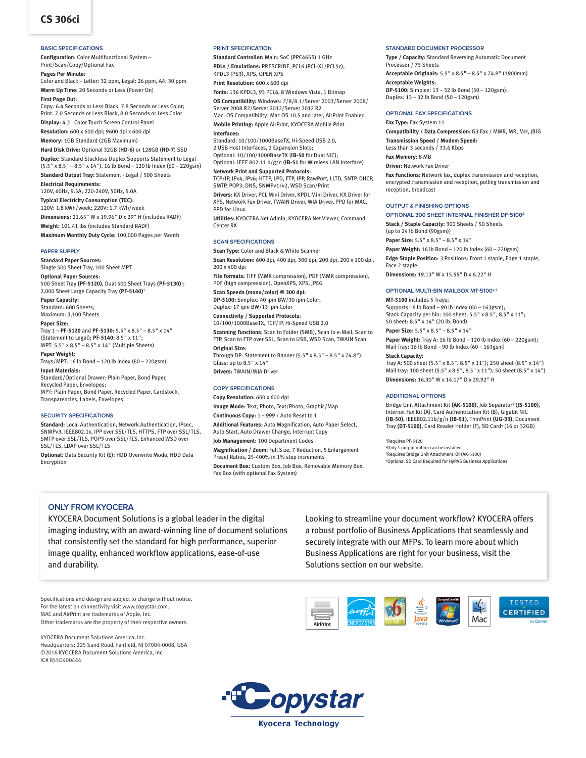# CS 306ci

## BASIC SPECIFICATIONS

**Configuration:** Color Multifunctional System – Print/Scan/Copy/Optional Fax

**Pages Per Minute:**
Color and Black – Letter: 32 ppm, Legal: 26 ppm, A4: 30 ppm

**Warm Up Time:** 20 Seconds or Less (Power On)

**First Page Out:**
Copy: 6.4 Seconds or Less Black, 7.8 Seconds or Less Color;
Print: 7.0 Seconds or Less Black, 8.0 Seconds or Less Color

**Display:** 4.3" Color Touch Screen Control Panel

**Resolution:** 600 x 600 dpi; 9600 dpi x 600 dpi

**Memory:** 1GB Standard (2GB Maximum)

**Hard Disk Drive:** Optional 32GB (**HD-6**) or 128GB (**HD-7**) SSD

**Duplex:** Standard Stackless Duplex Supports Statement to Legal (5.5" x 8.5" – 8.5" x 14"), 16 lb Bond – 120 lb Index (60 – 220gsm)

**Standard Output Tray:** Statement - Legal / 500 Sheets

**Electrical Requirements:**
120V, 60Hz, 9.5A; 220-240V, 50Hz, 5.0A

**Typical Electricity Consumption (TEC):**
120V: 1.8 kWh/week; 220V: 1.7 kWh/week

**Dimensions:** 21.65" W x 19.96" D x 29" H (includes RADF)

**Weight:** 101.41 lbs (includes Standard RADF)

**Maximum Monthly Duty Cycle:** 100,000 Pages per Month

## PAPER SUPPLY

**Standard Paper Sources:**
Single 500 Sheet Tray, 100 Sheet MPT

**Optional Paper Sources:**
500 Sheet Tray **(PF-5120)**, Dual 500 Sheet Trays **(PF-5130)**[1];
2,000 Sheet Large Capacity Tray **(PF-5140)**[1]

**Paper Capacity:**
Standard: 600 Sheets;
Maximum: 3,100 Sheets

**Paper Size:**
Tray 1 – **PF-5120** and **PF-5130:** 5.5" x 8.5" – 8.5" x 14" (Statement to Legal); **PF-5140:** 8.5" x 11";
MPT: 5.5" x 8.5" – 8.5" x 14" (Multiple Sheets)

**Paper Weight:**
Trays/MPT: 16 lb Bond – 120 lb index (60 – 220gsm)

**Input Materials:**
Standard/Optional Drawer: Plain Paper, Bond Paper, Recycled Paper, Envelopes;
MPT: Plain Paper, Bond Paper, Recycled Paper, Cardstock, Transparencies, Labels, Envelopes

## SECURITY SPECIFICATIONS

**Standard:** Local Authentication, Network Authentication, IPsec, SNMPv3, IEEE802.1x, IPP over SSL/TLS, HTTPS, FTP over SSL/TLS, SMTP over SSL/TLS, POP3 over SSL/TLS, Enhanced WSD over SSL/TLS, LDAP over SSL/TLS

**Optional:** Data Security Kit (E): HDD Overwrite Mode, HDD Data Encryption

## PRINT SPECIFICATION

**Standard Controller:** Main: SoC (PPC465S) 1 GHz

**PDLs / Emulations:** PRESCRIBE, PCL6 (PCL-XL/PCL5c), KPDL3 (PS3), XPS, OPEN XPS

**Print Resolution:** 600 x 600 dpi

**Fonts:** 136 KPDL3, 93 PCL6, 8 Windows Vista, 1 Bitmap

**OS Compatibility:** Windows: 7/8/8.1/Server 2003/Server 2008/Server 2008 R2/Server 2012/Server 2012 R2
Mac: OS Compatibility: Mac OS 10.5 and later, AirPrint Enabled

**Mobile Printing:** Apple AirPrint, KYOCERA Mobile Print

**Interfaces:**
Standard: 10/100/1000BaseTX, Hi-Speed USB 2.0, 2 USB Host Interfaces, 2 Expansion Slots;
Optional: 10/100/1000BaseTX (**IB-50** for Dual NIC);
Optional: IEEE 802.11 b/g/n (**IB-51** for Wireless LAN Interface)

**Network Print and Supported Protocols:**
TCP/IP, IPv4, IPv6; HTTP, LPD, FTP, IPP, RawPort, LLTD, SNTP, DHCP, SMTP, POP3, DNS, SNMPv1/v2, WSD Scan/Print

**Drivers:** KX Driver, PCL Mini Driver, KPDL Mini Driver, KX Driver for XPS, Network Fax Driver, TWAIN Driver, WIA Driver, PPD for MAC, PPD for Linux

**Utilities:** KYOCERA Net Admin, KYOCERA Net Viewer, Command Center RX

## SCAN SPECIFICATIONS

**Scan Type:** Color and Black & White Scanner

**Scan Resolution:** 600 dpi, 400 dpi, 300 dpi, 200 dpi, 200 x 100 dpi, 200 x 400 dpi

**File Formats:** TIFF (MMR compression), PDF (MMR compression), PDF (high compression), OpenXPS, XPS, JPEG

**Scan Speeds (mono/color) @ 300 dpi:**
**DP-5100:** Simplex: 40 ipm BW/30 ipm Color;
Duplex: 17 ipm BW/13 ipm Color

**Connectivity / Supported Protocols:**
10/100/1000BaseTX, TCP/IP, Hi-Speed USB 2.0

**Scanning Functions:** Scan to Folder (SMB), Scan to e-Mail, Scan to FTP, Scan to FTP over SSL, Scan to USB, WSD Scan, TWAIN Scan

**Original Size:**
Through DP: Statement to Banner (5.5" x 8.5" – 8.5" x 74.8");
Glass: up to 8.5" x 14"

**Drivers:** TWAIN/WIA Driver

## COPY SPECIFICATIONS

**Copy Resolution:** 600 x 600 dpi

**Image Mode:** Text, Photo, Text/Photo, Graphic/Map

**Continuous Copy:** 1 – 999 / Auto Reset to 1

**Additional Features:** Auto Magnification, Auto Paper Select, Auto Start, Auto Drawer Change, Interrupt Copy

**Job Management:** 100 Department Codes

**Magnification / Zoom:** Full Size, 7 Reduction, 5 Enlargement Preset Ratios, 25-400% in 1% step increments

**Document Box:** Custom Box, Job Box, Removable Memory Box, Fax Box (with optional Fax System)

## STANDARD DOCUMENT PROCESSOR

**Type / Capacity:** Standard Reversing Automatic Document Processor / 75 Sheets

**Acceptable Originals:** 5.5" x 8.5" – 8.5" x 74.8" (1900mm)

**Acceptable Weights:**
**DP-5100:** Simplex: 13 – 32 lb Bond (50 – 120gsm);
Duplex: 13 – 32 lb Bond (50 – 120gsm)

## OPTIONAL FAX SPECIFICATIONS

**Fax Type:** Fax System 11

**Compatibility / Data Compression:** G3 Fax / MMR, MR, MH, JBIG

**Transmission Speed / Modem Speed:**
Less than 3 seconds / 33.6 Kbps

**Fax Memory:** 8 MB

**Driver:** Network Fax Driver

**Fax Functions:** Network fax, duplex transmission and reception, encrypted transmission and reception, polling transmission and reception, broadcast

## OUTPUT & FINISHING OPTIONS

### OPTIONAL 300 SHEET INTERNAL FINISHER DF-5100[2]

**Stack / Staple Capacity:** 300 Sheets / 50 Sheets (up to 24 lb Bond (90gsm))

**Paper Size:** 5.5" x 8.5" – 8.5" x 14"

**Paper Weight:** 16 lb Bond – 120 lb Index (60 – 220gsm)

**Edge Staple Position:** 3 Positions: Front 1 staple, Edge 1 staple, Face 2 staple

**Dimensions:** 19.13" W x 15.55" D x 6.22" H

### OPTIONAL MULTI-BIN MAILBOX MT-5100[2,3]

**MT-5100** includes 5 Trays;
Supports 16 lb Bond – 90 lb Index (60 – 163gsm);
Stack Capacity per bin: 100 sheet: 5.5" x 8.5", 8.5" x 11";
50 sheet: 8.5" x 14" (20 lb. Bond)

**Paper Size:** 5.5" x 8.5" – 8.5" x 14"

**Paper Weight:** Tray A: 16 lb Bond – 120 lb Index (60 – 220gsm);
Mail tray: 16 lb Bond – 90 lb Index (60 – 163gsm)

**Stack Capacity:**
Tray A: 500 sheet (5.5" x 8.5", 8.5" x 11"); 250 sheet (8.5" x 14")
Mail tray: 100 sheet (5.5" x 8.5", 8.5" x 11"); 50 sheet (8.5" x 14")

**Dimensions:** 16.30" W x 14.17" D x 29.92" H

## ADDITIONAL OPTIONS

Bridge Unit Attachment Kit **(AK-5100)**, Job Separator[2] **(JS-5100)**, Internet Fax Kit (A), Card Authentication Kit (B), Gigabit NIC **(IB-50)**, IEEE802.11b/g/n **(IB-51)**, ThinPrint **(UG-33)**, Document Tray **(DT-5100)**, Card Reader Holder (F), SD Card[4] (16 or 32GB)

[1]Requires PF-5120
[2]Only 1 output option can be installed
[3]Requires Bridge Unit Attachment Kit (AK-5100)
[4]Optional SD Card Required for HyPAS Business Applications

## ONLY FROM KYOCERA

KYOCERA Document Solutions is a global leader in the digital imaging industry, with an award-winning line of document solutions that consistently set the standard for high performance, superior image quality, enhanced workflow applications, ease-of-use and durability.

Looking to streamline your document workflow? KYOCERA offers a robust portfolio of Business Applications that seamlessly and securely integrate with our MFPs. To learn more about which Business Applications are right for your business, visit the Solutions section on our website.

Specifications and design are subject to change without notice.
For the latest on connectivity visit www.copystar.com.
MAC and AirPrint are trademarks of Apple, Inc.
Other trademarks are the property of their respective owners.

KYOCERA Document Solutions America, Inc.
Headquarters: 225 Sand Road, Fairfield, NJ 07004-0008, USA
©2016 KYOCERA Document Solutions America, Inc.
IC# 855D400444

AirPrint | ENERGY STAR | IPv6 READY | Java POWERED | Compatible with Windows7 | Mac | TESTED + CERTIFIED by Cerner

Copystar
Kyocera Technology